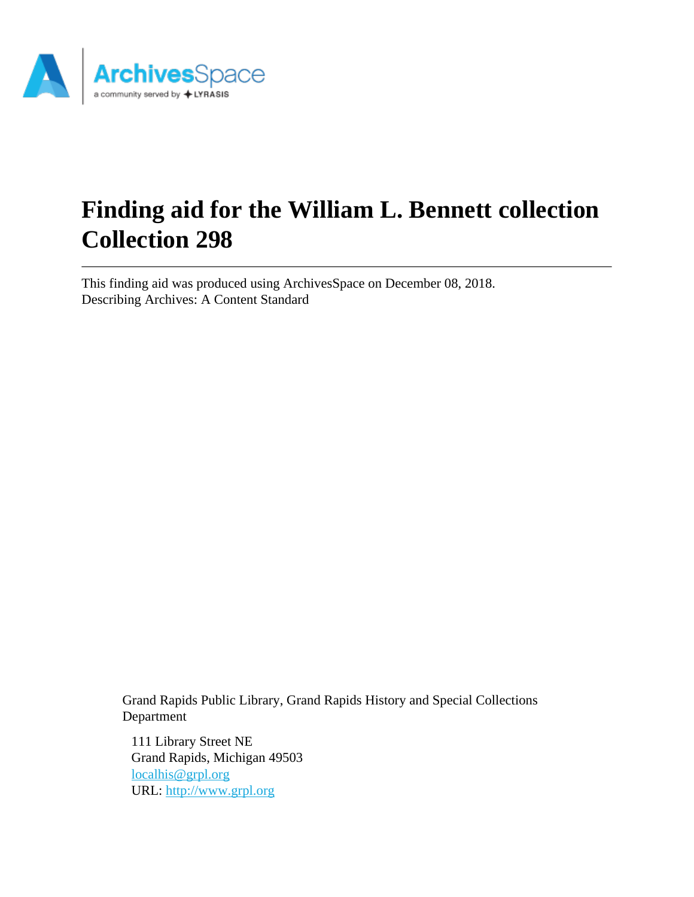# Finding aid for the William L. Bennett collection Collection 298

---

This finding aid was produced using ArchivesSpace on December 08, 2018.
Describing Archives: A Content Standard

Grand Rapids Public Library, Grand Rapids History and Special Collections Department

111 Library Street NE
Grand Rapids, Michigan 49503
localhis@grpl.org
URL: http://www.grpl.org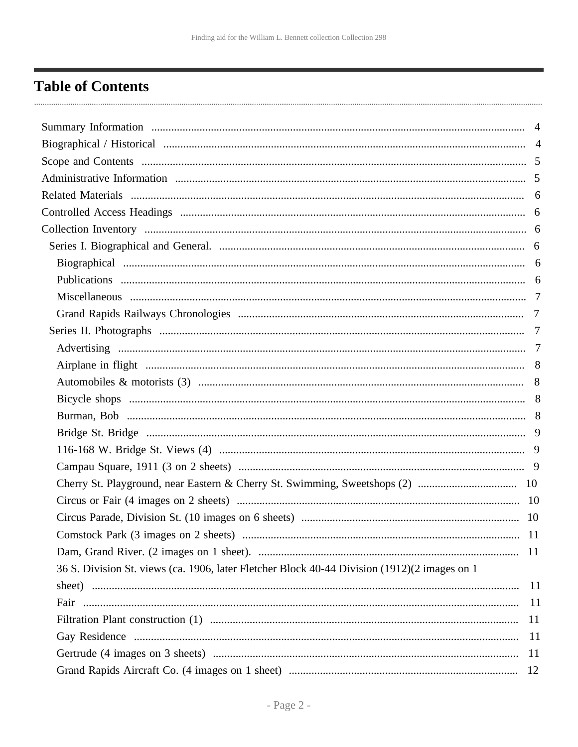# Table of Contents

- Summary Information ... 4
- Biographical / Historical ... 4
- Scope and Contents ... 5
- Administrative Information ... 5
- Related Materials ... 6
- Controlled Access Headings ... 6
- Collection Inventory ... 6
  - Series I. Biographical and General. ... 6
    - Biographical ... 6
    - Publications ... 6
    - Miscellaneous ... 7
    - Grand Rapids Railways Chronologies ... 7
  - Series II. Photographs ... 7
    - Advertising ... 7
    - Airplane in flight ... 8
    - Automobiles & motorists (3) ... 8
    - Bicycle shops ... 8
    - Burman, Bob ... 8
    - Bridge St. Bridge ... 9
    - 116-168 W. Bridge St. Views (4) ... 9
    - Campau Square, 1911 (3 on 2 sheets) ... 9
    - Cherry St. Playground, near Eastern & Cherry St. Swimming, Sweetshops (2) ... 10
    - Circus or Fair (4 images on 2 sheets) ... 10
    - Circus Parade, Division St. (10 images on 6 sheets) ... 10
    - Comstock Park (3 images on 2 sheets) ... 11
    - Dam, Grand River. (2 images on 1 sheet). ... 11
    - 36 S. Division St. views (ca. 1906, later Fletcher Block 40-44 Division (1912)(2 images on 1 sheet) ... 11
    - Fair ... 11
    - Filtration Plant construction (1) ... 11
    - Gay Residence ... 11
    - Gertrude (4 images on 3 sheets) ... 11
    - Grand Rapids Aircraft Co. (4 images on 1 sheet) ... 12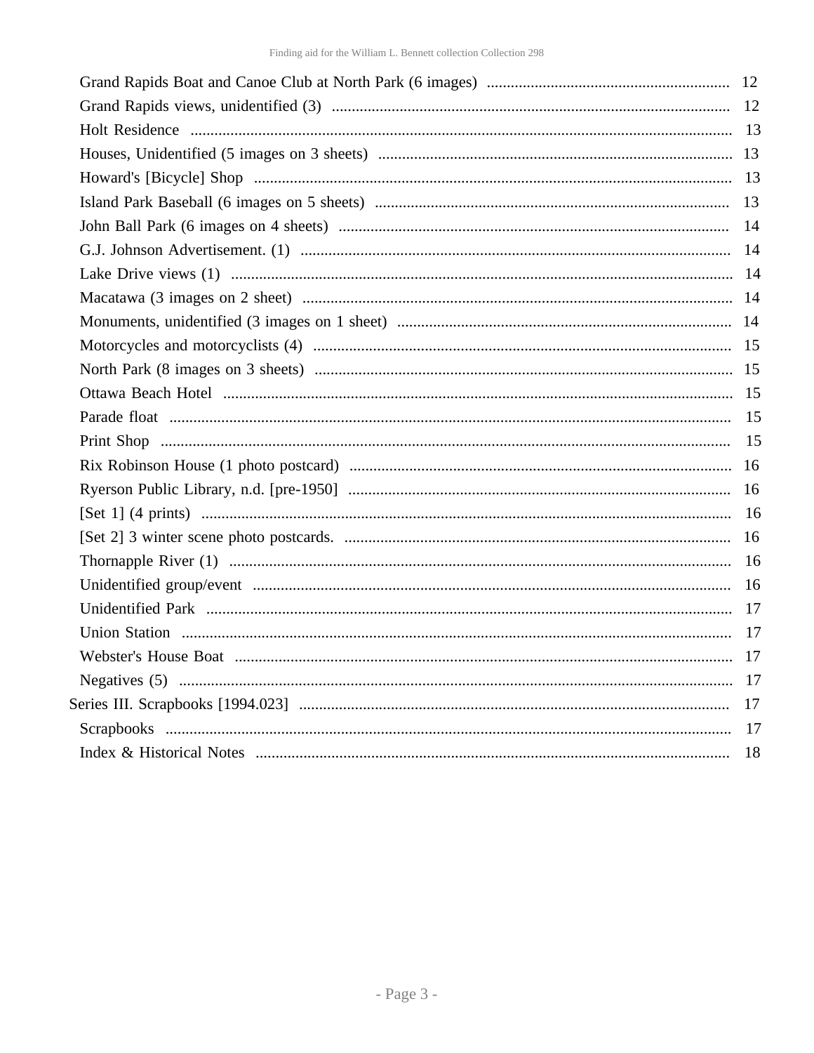Grand Rapids Boat and Canoe Club at North Park (6 images) ............................................................ 12
Grand Rapids views, unidentified (3) .................................................................................................. 12
Holt Residence ...................................................................................................................................... 13
Houses, Unidentified (5 images on 3 sheets) ........................................................................................ 13
Howard's [Bicycle] Shop ....................................................................................................................... 13
Island Park Baseball (6 images on 5 sheets) ......................................................................................... 13
John Ball Park (6 images on 4 sheets) ................................................................................................. 14
G.J. Johnson Advertisement. (1) ........................................................................................................... 14
Lake Drive views (1) ............................................................................................................................. 14
Macatawa (3 images on 2 sheet) ........................................................................................................... 14
Monuments, unidentified (3 images on 1 sheet) ................................................................................... 14
Motorcycles and motorcyclists (4) ........................................................................................................ 15
North Park (8 images on 3 sheets) ........................................................................................................ 15
Ottawa Beach Hotel .............................................................................................................................. 15
Parade float ........................................................................................................................................... 15
Print Shop ............................................................................................................................................. 15
Rix Robinson House (1 photo postcard) ............................................................................................... 16
Ryerson Public Library, n.d. [pre-1950] ............................................................................................... 16
[Set 1] (4 prints) .................................................................................................................................... 16
[Set 2] 3 winter scene photo postcards. ................................................................................................ 16
Thornapple River (1) ............................................................................................................................ 16
Unidentified group/event ....................................................................................................................... 16
Unidentified Park .................................................................................................................................. 17
Union Station ........................................................................................................................................ 17
Webster's House Boat ........................................................................................................................... 17
Negatives (5) ......................................................................................................................................... 17

Series III. Scrapbooks [1994.023] ........................................................................................................... 17

Scrapbooks ............................................................................................................................................ 17
Index & Historical Notes ....................................................................................................................... 18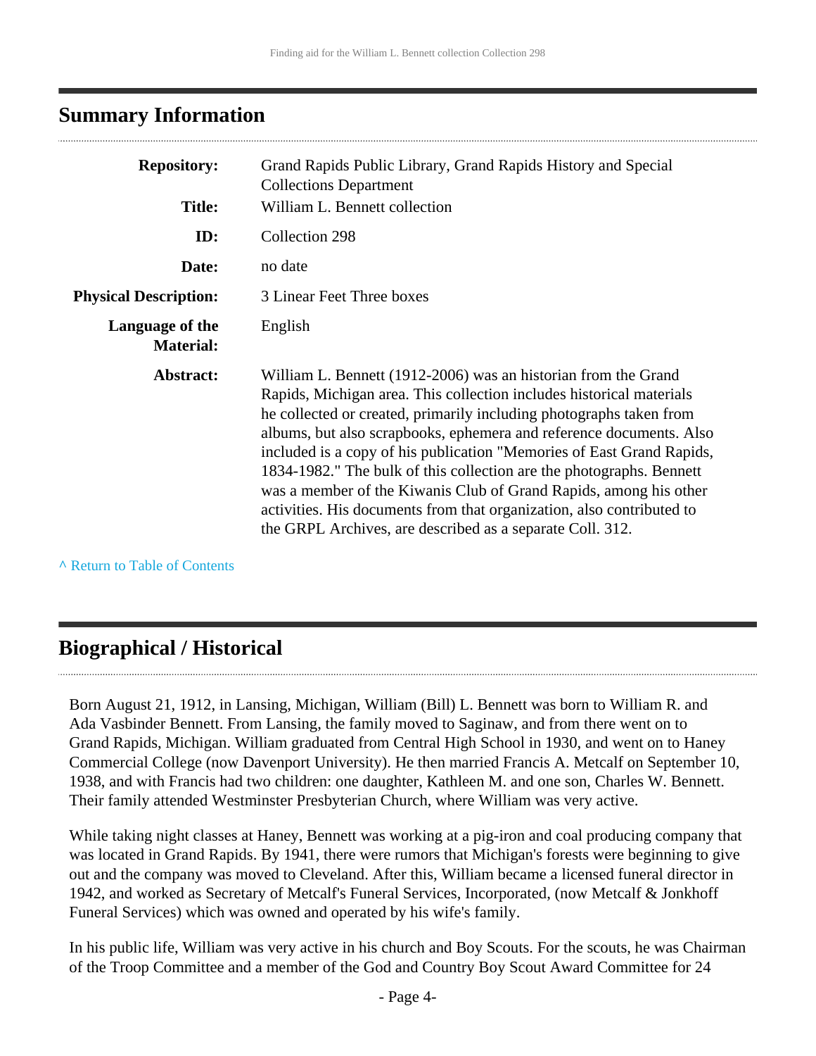## Summary Information

| | |
|---|---|
| **Repository:** | Grand Rapids Public Library, Grand Rapids History and Special Collections Department |
| **Title:** | William L. Bennett collection |
| **ID:** | Collection 298 |
| **Date:** | no date |
| **Physical Description:** | 3 Linear Feet Three boxes |
| **Language of the Material:** | English |
| **Abstract:** | William L. Bennett (1912-2006) was an historian from the Grand Rapids, Michigan area. This collection includes historical materials he collected or created, primarily including photographs taken from albums, but also scrapbooks, ephemera and reference documents. Also included is a copy of his publication "Memories of East Grand Rapids, 1834-1982." The bulk of this collection are the photographs. Bennett was a member of the Kiwanis Club of Grand Rapids, among his other activities. His documents from that organization, also contributed to the GRPL Archives, are described as a separate Coll. 312. |

^ Return to Table of Contents

## Biographical / Historical

Born August 21, 1912, in Lansing, Michigan, William (Bill) L. Bennett was born to William R. and Ada Vasbinder Bennett. From Lansing, the family moved to Saginaw, and from there went on to Grand Rapids, Michigan. William graduated from Central High School in 1930, and went on to Haney Commercial College (now Davenport University). He then married Francis A. Metcalf on September 10, 1938, and with Francis had two children: one daughter, Kathleen M. and one son, Charles W. Bennett. Their family attended Westminster Presbyterian Church, where William was very active.

While taking night classes at Haney, Bennett was working at a pig-iron and coal producing company that was located in Grand Rapids. By 1941, there were rumors that Michigan's forests were beginning to give out and the company was moved to Cleveland. After this, William became a licensed funeral director in 1942, and worked as Secretary of Metcalf's Funeral Services, Incorporated, (now Metcalf & Jonkhoff Funeral Services) which was owned and operated by his wife's family.

In his public life, William was very active in his church and Boy Scouts. For the scouts, he was Chairman of the Troop Committee and a member of the God and Country Boy Scout Award Committee for 24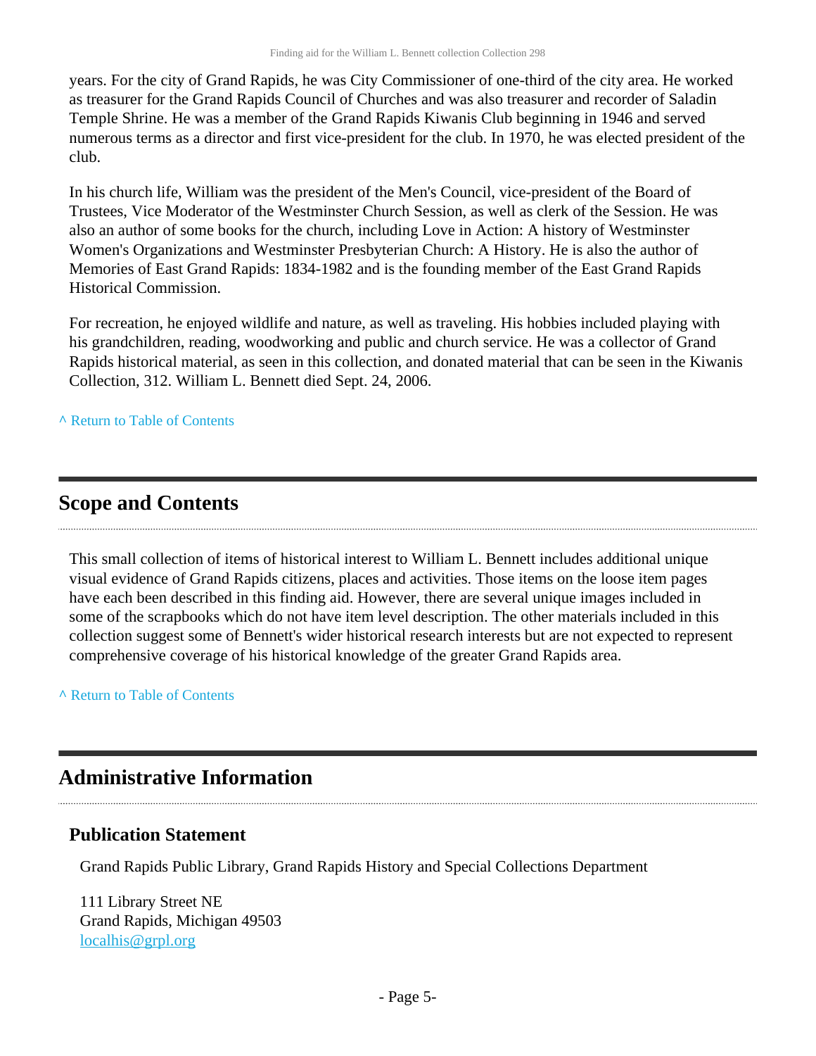years. For the city of Grand Rapids, he was City Commissioner of one-third of the city area. He worked as treasurer for the Grand Rapids Council of Churches and was also treasurer and recorder of Saladin Temple Shrine. He was a member of the Grand Rapids Kiwanis Club beginning in 1946 and served numerous terms as a director and first vice-president for the club. In 1970, he was elected president of the club.

In his church life, William was the president of the Men's Council, vice-president of the Board of Trustees, Vice Moderator of the Westminster Church Session, as well as clerk of the Session. He was also an author of some books for the church, including Love in Action: A history of Westminster Women's Organizations and Westminster Presbyterian Church: A History. He is also the author of Memories of East Grand Rapids: 1834-1982 and is the founding member of the East Grand Rapids Historical Commission.

For recreation, he enjoyed wildlife and nature, as well as traveling. His hobbies included playing with his grandchildren, reading, woodworking and public and church service. He was a collector of Grand Rapids historical material, as seen in this collection, and donated material that can be seen in the Kiwanis Collection, 312. William L. Bennett died Sept. 24, 2006.

^ Return to Table of Contents

## Scope and Contents

This small collection of items of historical interest to William L. Bennett includes additional unique visual evidence of Grand Rapids citizens, places and activities. Those items on the loose item pages have each been described in this finding aid. However, there are several unique images included in some of the scrapbooks which do not have item level description. The other materials included in this collection suggest some of Bennett's wider historical research interests but are not expected to represent comprehensive coverage of his historical knowledge of the greater Grand Rapids area.

^ Return to Table of Contents

## Administrative Information

### Publication Statement

Grand Rapids Public Library, Grand Rapids History and Special Collections Department

111 Library Street NE
Grand Rapids, Michigan 49503
localhis@grpl.org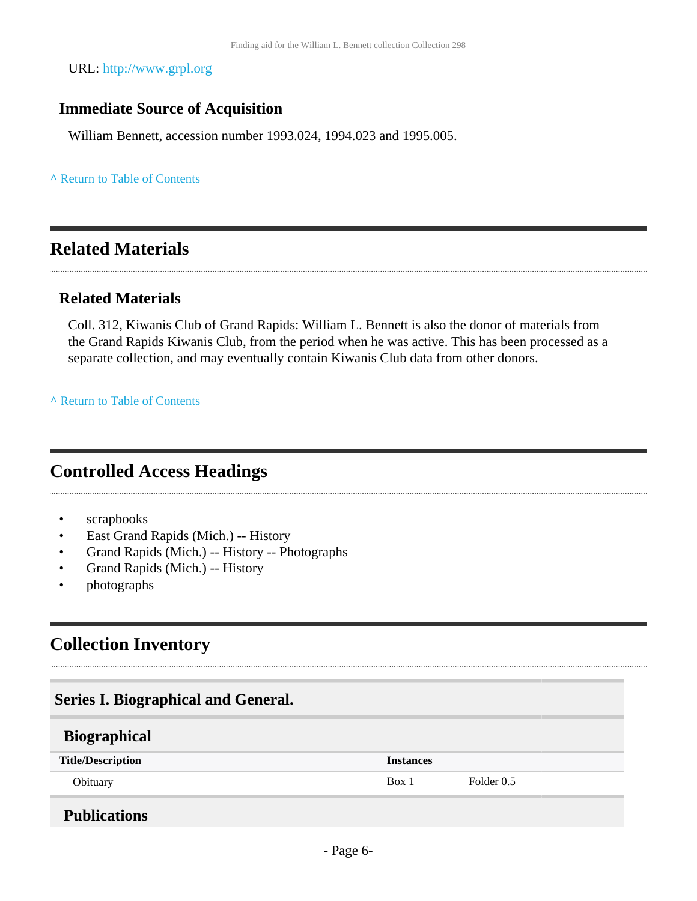URL: [http://www.grpl.org](http://www.grpl.org)

### Immediate Source of Acquisition

William Bennett, accession number 1993.024, 1994.023 and 1995.005.

^ Return to Table of Contents

## Related Materials

### Related Materials

Coll. 312, Kiwanis Club of Grand Rapids: William L. Bennett is also the donor of materials from the Grand Rapids Kiwanis Club, from the period when he was active. This has been processed as a separate collection, and may eventually contain Kiwanis Club data from other donors.

^ Return to Table of Contents

## Controlled Access Headings

- scrapbooks
- East Grand Rapids (Mich.) -- History
- Grand Rapids (Mich.) -- History -- Photographs
- Grand Rapids (Mich.) -- History
- photographs

## Collection Inventory

### Series I. Biographical and General.

#### Biographical

| Title/Description | Instances | |
|---|---|---|
| Obituary | Box 1 | Folder 0.5 |

#### Publications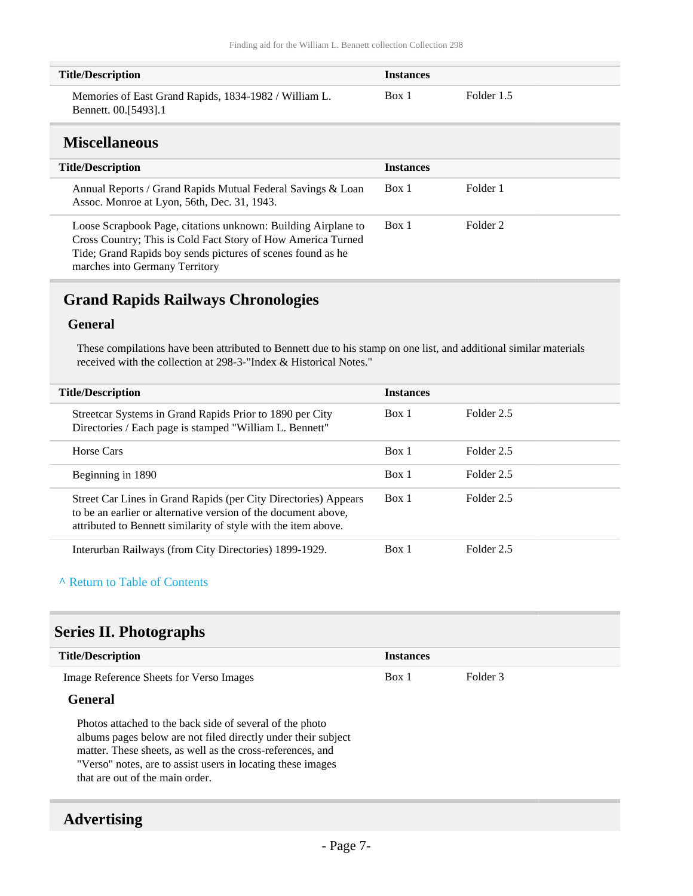| Title/Description | Instances | |
|---|---|---|
| Memories of East Grand Rapids, 1834-1982 / William L. Bennett. 00.[5493].1 | Box 1 | Folder 1.5 |

## Miscellaneous

| Title/Description | Instances | |
|---|---|---|
| Annual Reports / Grand Rapids Mutual Federal Savings & Loan Assoc. Monroe at Lyon, 56th, Dec. 31, 1943. | Box 1 | Folder 1 |
| Loose Scrapbook Page, citations unknown: Building Airplane to Cross Country; This is Cold Fact Story of How America Turned Tide; Grand Rapids boy sends pictures of scenes found as he marches into Germany Territory | Box 1 | Folder 2 |

## Grand Rapids Railways Chronologies

### General

These compilations have been attributed to Bennett due to his stamp on one list, and additional similar materials received with the collection at 298-3-"Index & Historical Notes."

| Title/Description | Instances | |
|---|---|---|
| Streetcar Systems in Grand Rapids Prior to 1890 per City Directories / Each page is stamped "William L. Bennett" | Box 1 | Folder 2.5 |
| Horse Cars | Box 1 | Folder 2.5 |
| Beginning in 1890 | Box 1 | Folder 2.5 |
| Street Car Lines in Grand Rapids (per City Directories) Appears to be an earlier or alternative version of the document above, attributed to Bennett similarity of style with the item above. | Box 1 | Folder 2.5 |
| Interurban Railways (from City Directories) 1899-1929. | Box 1 | Folder 2.5 |

^ Return to Table of Contents

# Series II. Photographs

| Title/Description | Instances | |
|---|---|---|
| Image Reference Sheets for Verso Images | Box 1 | Folder 3 |

### General

Photos attached to the back side of several of the photo albums pages below are not filed directly under their subject matter. These sheets, as well as the cross-references, and "Verso" notes, are to assist users in locating these images that are out of the main order.

## Advertising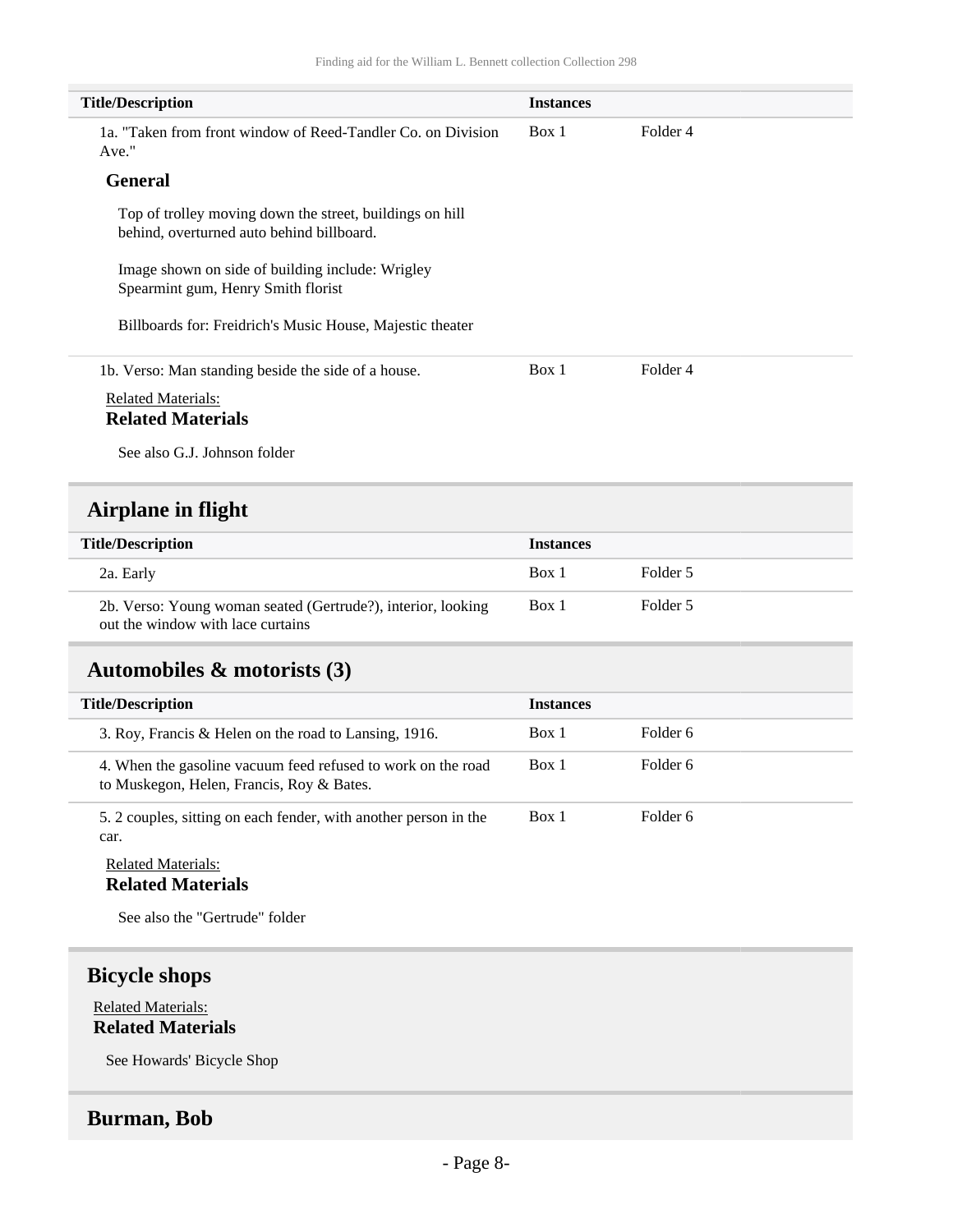| Title/Description | Instances | |
|---|---|---|
| 1a. "Taken from front window of Reed-Tandler Co. on Division Ave." | Box 1 | Folder 4 |

**General**

Top of trolley moving down the street, buildings on hill behind, overturned auto behind billboard.

Image shown on side of building include: Wrigley Spearmint gum, Henry Smith florist

Billboards for: Freidrich's Music House, Majestic theater

| Title/Description | Instances | |
|---|---|---|
| 1b. Verso: Man standing beside the side of a house. | Box 1 | Folder 4 |

Related Materials:

**Related Materials**

See also G.J. Johnson folder

## Airplane in flight

| Title/Description | Instances | |
|---|---|---|
| 2a. Early | Box 1 | Folder 5 |
| 2b. Verso: Young woman seated (Gertrude?), interior, looking out the window with lace curtains | Box 1 | Folder 5 |

## Automobiles & motorists (3)

| Title/Description | Instances | |
|---|---|---|
| 3. Roy, Francis & Helen on the road to Lansing, 1916. | Box 1 | Folder 6 |
| 4. When the gasoline vacuum feed refused to work on the road to Muskegon, Helen, Francis, Roy & Bates. | Box 1 | Folder 6 |
| 5. 2 couples, sitting on each fender, with another person in the car. | Box 1 | Folder 6 |

Related Materials:

**Related Materials**

See also the "Gertrude" folder

## Bicycle shops

Related Materials:

**Related Materials**

See Howards' Bicycle Shop

## Burman, Bob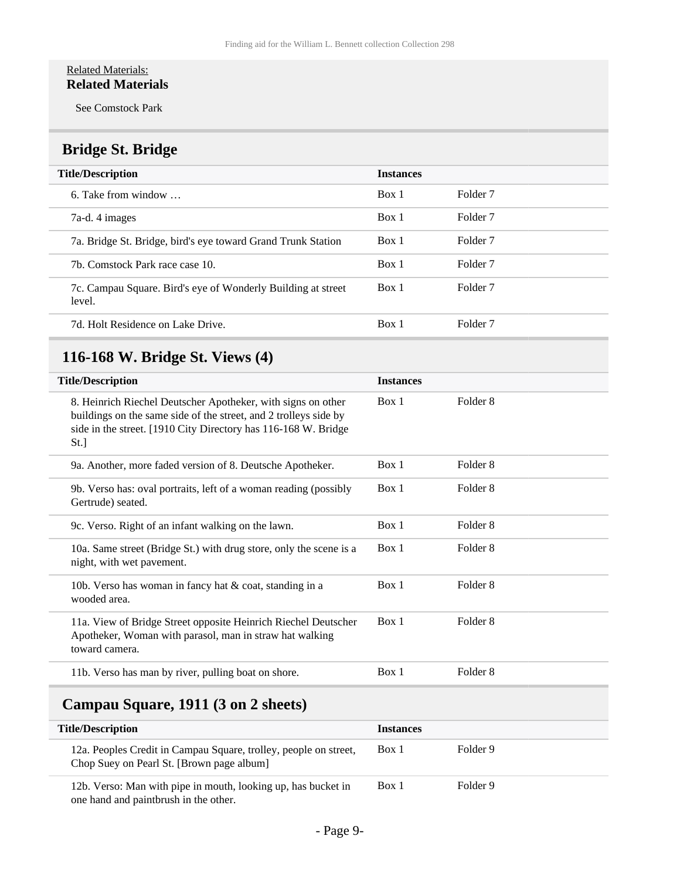Related Materials:
**Related Materials**

See Comstock Park

## Bridge St. Bridge

| Title/Description | Instances | |
|---|---|---|
| 6. Take from window … | Box 1 | Folder 7 |
| 7a-d. 4 images | Box 1 | Folder 7 |
| 7a. Bridge St. Bridge, bird's eye toward Grand Trunk Station | Box 1 | Folder 7 |
| 7b. Comstock Park race case 10. | Box 1 | Folder 7 |
| 7c. Campau Square. Bird's eye of Wonderly Building at street level. | Box 1 | Folder 7 |
| 7d. Holt Residence on Lake Drive. | Box 1 | Folder 7 |

## 116-168 W. Bridge St. Views (4)

| Title/Description | Instances | |
|---|---|---|
| 8. Heinrich Riechel Deutscher Apotheker, with signs on other buildings on the same side of the street, and 2 trolleys side by side in the street. [1910 City Directory has 116-168 W. Bridge St.] | Box 1 | Folder 8 |
| 9a. Another, more faded version of 8. Deutsche Apotheker. | Box 1 | Folder 8 |
| 9b. Verso has: oval portraits, left of a woman reading (possibly Gertrude) seated. | Box 1 | Folder 8 |
| 9c. Verso. Right of an infant walking on the lawn. | Box 1 | Folder 8 |
| 10a. Same street (Bridge St.) with drug store, only the scene is a night, with wet pavement. | Box 1 | Folder 8 |
| 10b. Verso has woman in fancy hat & coat, standing in a wooded area. | Box 1 | Folder 8 |
| 11a. View of Bridge Street opposite Heinrich Riechel Deutscher Apotheker, Woman with parasol, man in straw hat walking toward camera. | Box 1 | Folder 8 |
| 11b. Verso has man by river, pulling boat on shore. | Box 1 | Folder 8 |

## Campau Square, 1911 (3 on 2 sheets)

| Title/Description | Instances | |
|---|---|---|
| 12a. Peoples Credit in Campau Square, trolley, people on street, Chop Suey on Pearl St. [Brown page album] | Box 1 | Folder 9 |
| 12b. Verso: Man with pipe in mouth, looking up, has bucket in one hand and paintbrush in the other. | Box 1 | Folder 9 |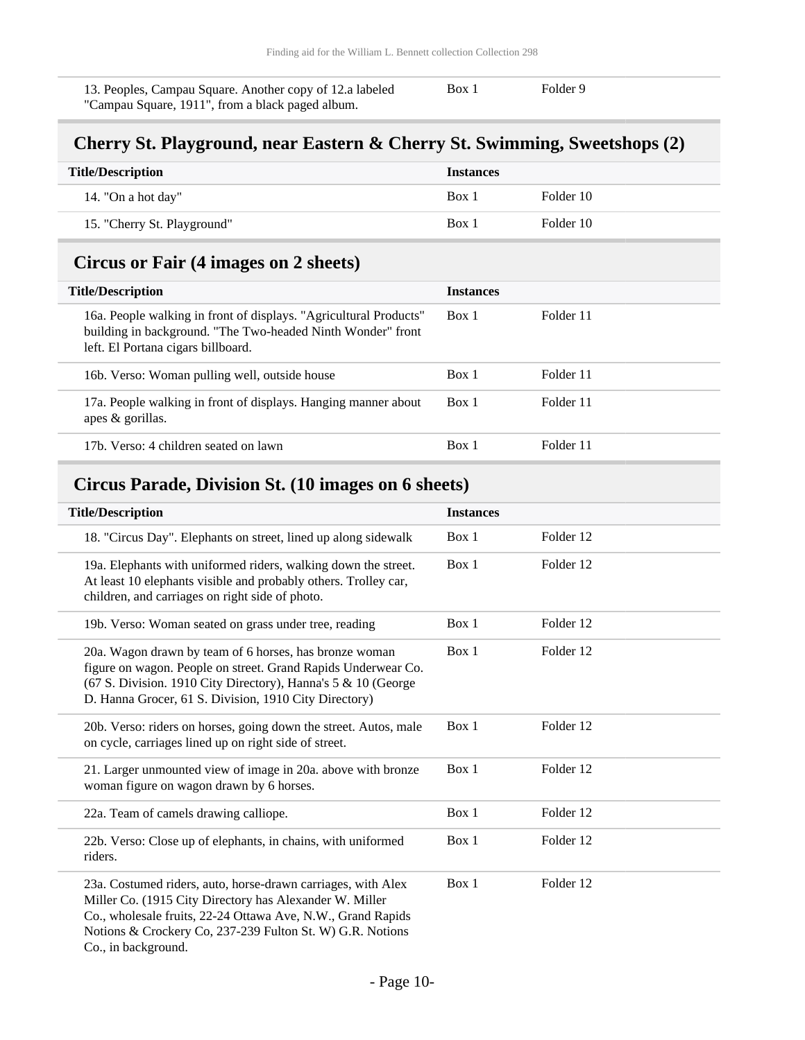| | | |
|---|---|---|
| 13. Peoples, Campau Square. Another copy of 12.a labeled "Campau Square, 1911", from a black paged album. | Box 1 | Folder 9 |

## Cherry St. Playground, near Eastern & Cherry St. Swimming, Sweetshops (2)

| Title/Description | Instances | |
|---|---|---|
| 14. "On a hot day" | Box 1 | Folder 10 |
| 15. "Cherry St. Playground" | Box 1 | Folder 10 |

## Circus or Fair (4 images on 2 sheets)

| Title/Description | Instances | |
|---|---|---|
| 16a. People walking in front of displays. "Agricultural Products" building in background. "The Two-headed Ninth Wonder" front left. El Portana cigars billboard. | Box 1 | Folder 11 |
| 16b. Verso: Woman pulling well, outside house | Box 1 | Folder 11 |
| 17a. People walking in front of displays. Hanging manner about apes & gorillas. | Box 1 | Folder 11 |
| 17b. Verso: 4 children seated on lawn | Box 1 | Folder 11 |

## Circus Parade, Division St. (10 images on 6 sheets)

| Title/Description | Instances | |
|---|---|---|
| 18. "Circus Day". Elephants on street, lined up along sidewalk | Box 1 | Folder 12 |
| 19a. Elephants with uniformed riders, walking down the street. At least 10 elephants visible and probably others. Trolley car, children, and carriages on right side of photo. | Box 1 | Folder 12 |
| 19b. Verso: Woman seated on grass under tree, reading | Box 1 | Folder 12 |
| 20a. Wagon drawn by team of 6 horses, has bronze woman figure on wagon. People on street. Grand Rapids Underwear Co. (67 S. Division. 1910 City Directory), Hanna's 5 & 10 (George D. Hanna Grocer, 61 S. Division, 1910 City Directory) | Box 1 | Folder 12 |
| 20b. Verso: riders on horses, going down the street. Autos, male on cycle, carriages lined up on right side of street. | Box 1 | Folder 12 |
| 21. Larger unmounted view of image in 20a. above with bronze woman figure on wagon drawn by 6 horses. | Box 1 | Folder 12 |
| 22a. Team of camels drawing calliope. | Box 1 | Folder 12 |
| 22b. Verso: Close up of elephants, in chains, with uniformed riders. | Box 1 | Folder 12 |
| 23a. Costumed riders, auto, horse-drawn carriages, with Alex Miller Co. (1915 City Directory has Alexander W. Miller Co., wholesale fruits, 22-24 Ottawa Ave, N.W., Grand Rapids Notions & Crockery Co, 237-239 Fulton St. W) G.R. Notions Co., in background. | Box 1 | Folder 12 |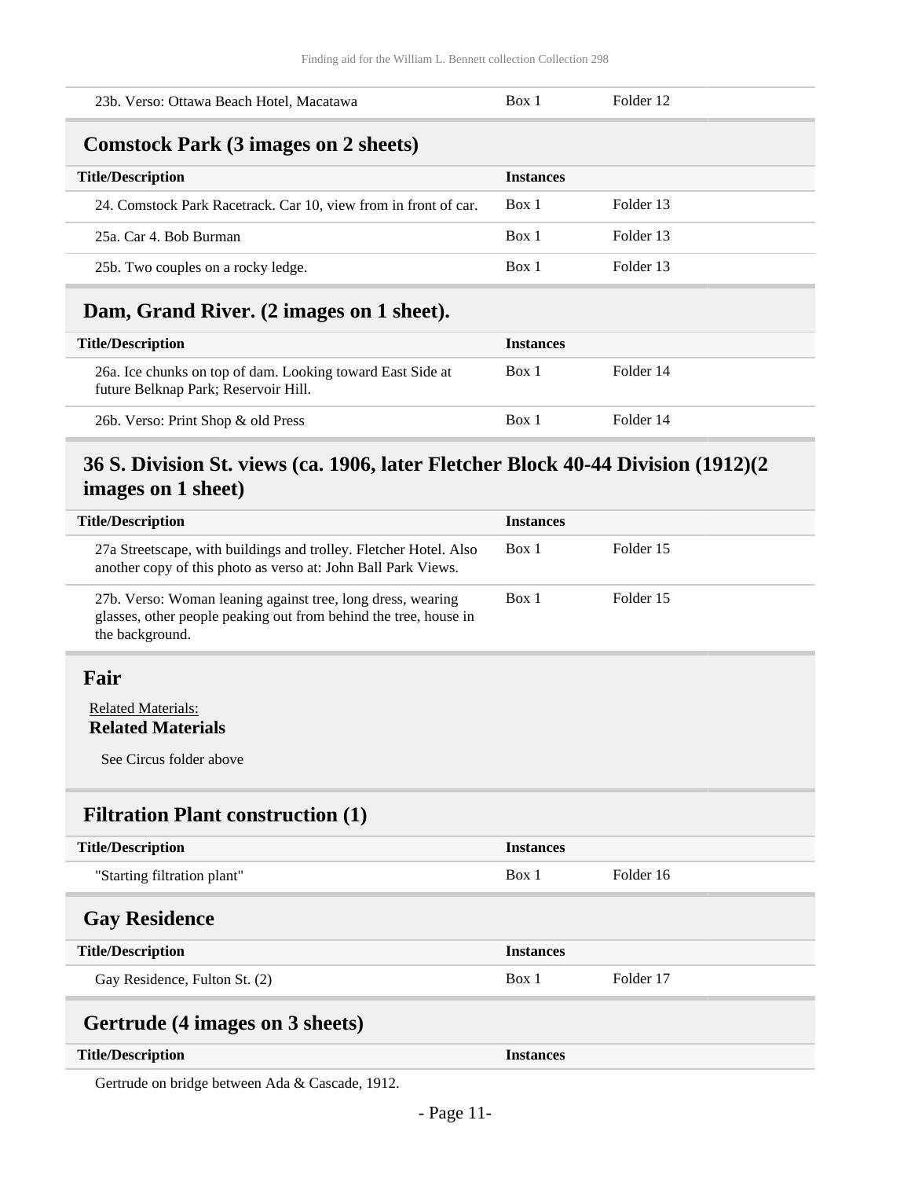| | | |
|---|---|---|
| 23b. Verso: Ottawa Beach Hotel, Macatawa | Box 1 | Folder 12 |

## Comstock Park (3 images on 2 sheets)

| Title/Description | Instances | |
|---|---|---|
| 24. Comstock Park Racetrack. Car 10, view from in front of car. | Box 1 | Folder 13 |
| 25a. Car 4. Bob Burman | Box 1 | Folder 13 |
| 25b. Two couples on a rocky ledge. | Box 1 | Folder 13 |

## Dam, Grand River. (2 images on 1 sheet).

| Title/Description | Instances | |
|---|---|---|
| 26a. Ice chunks on top of dam. Looking toward East Side at future Belknap Park; Reservoir Hill. | Box 1 | Folder 14 |
| 26b. Verso: Print Shop & old Press | Box 1 | Folder 14 |

## 36 S. Division St. views (ca. 1906, later Fletcher Block 40-44 Division (1912)(2 images on 1 sheet)

| Title/Description | Instances | |
|---|---|---|
| 27a Streetscape, with buildings and trolley. Fletcher Hotel. Also another copy of this photo as verso at: John Ball Park Views. | Box 1 | Folder 15 |
| 27b. Verso: Woman leaning against tree, long dress, wearing glasses, other people peaking out from behind the tree, house in the background. | Box 1 | Folder 15 |

## Fair

Related Materials:

**Related Materials**

See Circus folder above

## Filtration Plant construction (1)

| Title/Description | Instances | |
|---|---|---|
| "Starting filtration plant" | Box 1 | Folder 16 |

## Gay Residence

| Title/Description | Instances | |
|---|---|---|
| Gay Residence, Fulton St. (2) | Box 1 | Folder 17 |

## Gertrude (4 images on 3 sheets)

| Title/Description | Instances | |
|---|---|---|
| Gertrude on bridge between Ada & Cascade, 1912. | | |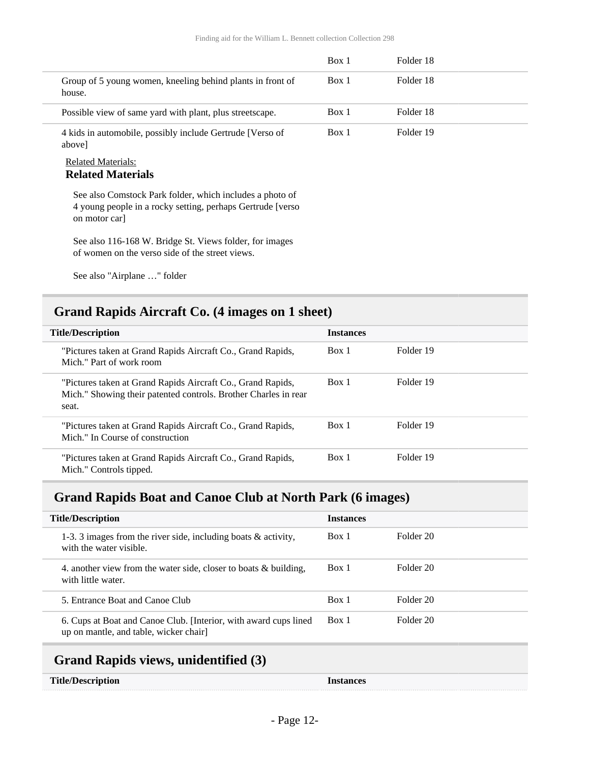| | | |
|---|---|---|
| | Box 1 | Folder 18 |
| Group of 5 young women, kneeling behind plants in front of house. | Box 1 | Folder 18 |
| Possible view of same yard with plant, plus streetscape. | Box 1 | Folder 18 |
| 4 kids in automobile, possibly include Gertrude [Verso of above] | Box 1 | Folder 19 |

Related Materials:

**Related Materials**

See also Comstock Park folder, which includes a photo of 4 young people in a rocky setting, perhaps Gertrude [verso on motor car]

See also 116-168 W. Bridge St. Views folder, for images of women on the verso side of the street views.

See also "Airplane …" folder

## Grand Rapids Aircraft Co. (4 images on 1 sheet)

| Title/Description | Instances | |
|---|---|---|
| "Pictures taken at Grand Rapids Aircraft Co., Grand Rapids, Mich." Part of work room | Box 1 | Folder 19 |
| "Pictures taken at Grand Rapids Aircraft Co., Grand Rapids, Mich." Showing their patented controls. Brother Charles in rear seat. | Box 1 | Folder 19 |
| "Pictures taken at Grand Rapids Aircraft Co., Grand Rapids, Mich." In Course of construction | Box 1 | Folder 19 |
| "Pictures taken at Grand Rapids Aircraft Co., Grand Rapids, Mich." Controls tipped. | Box 1 | Folder 19 |

## Grand Rapids Boat and Canoe Club at North Park (6 images)

| Title/Description | Instances | |
|---|---|---|
| 1-3. 3 images from the river side, including boats & activity, with the water visible. | Box 1 | Folder 20 |
| 4. another view from the water side, closer to boats & building, with little water. | Box 1 | Folder 20 |
| 5. Entrance Boat and Canoe Club | Box 1 | Folder 20 |
| 6. Cups at Boat and Canoe Club. [Interior, with award cups lined up on mantle, and table, wicker chair] | Box 1 | Folder 20 |

## Grand Rapids views, unidentified (3)

| Title/Description | Instances |
|---|---|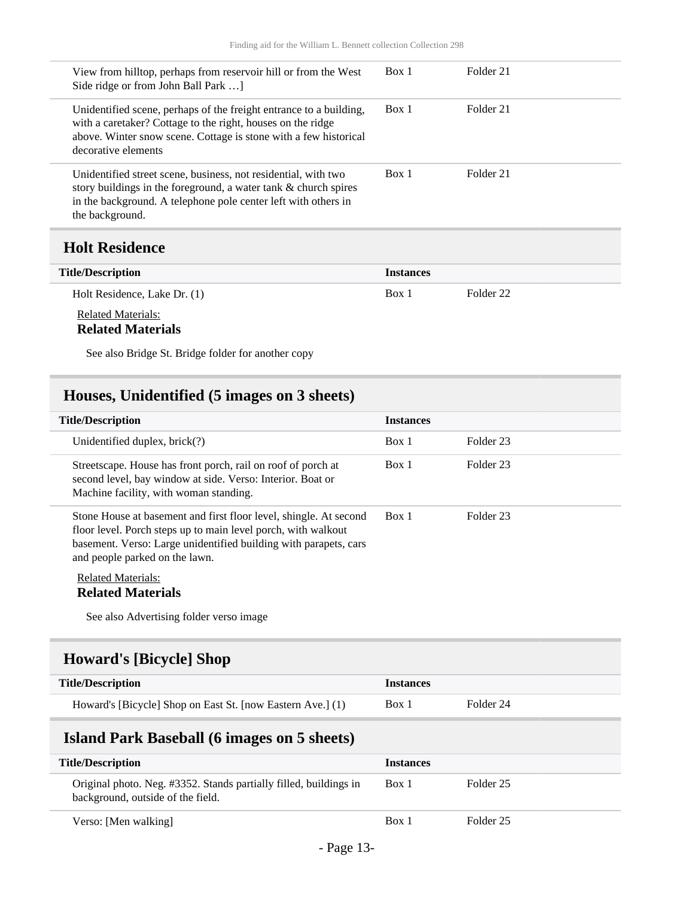| | | |
|---|---|---|
| View from hilltop, perhaps from reservoir hill or from the West Side ridge or from John Ball Park …] | Box 1 | Folder 21 |
| Unidentified scene, perhaps of the freight entrance to a building, with a caretaker? Cottage to the right, houses on the ridge above. Winter snow scene. Cottage is stone with a few historical decorative elements | Box 1 | Folder 21 |
| Unidentified street scene, business, not residential, with two story buildings in the foreground, a water tank & church spires in the background. A telephone pole center left with others in the background. | Box 1 | Folder 21 |

## Holt Residence

| Title/Description | Instances | |
|---|---|---|
| Holt Residence, Lake Dr. (1) | Box 1 | Folder 22 |

Related Materials:

**Related Materials**

See also Bridge St. Bridge folder for another copy

## Houses, Unidentified (5 images on 3 sheets)

| Title/Description | Instances | |
|---|---|---|
| Unidentified duplex, brick(?) | Box 1 | Folder 23 |
| Streetscape. House has front porch, rail on roof of porch at second level, bay window at side. Verso: Interior. Boat or Machine facility, with woman standing. | Box 1 | Folder 23 |
| Stone House at basement and first floor level, shingle. At second floor level. Porch steps up to main level porch, with walkout basement. Verso: Large unidentified building with parapets, cars and people parked on the lawn. | Box 1 | Folder 23 |

Related Materials:

**Related Materials**

See also Advertising folder verso image

## Howard's [Bicycle] Shop

| Title/Description | Instances | |
|---|---|---|
| Howard's [Bicycle] Shop on East St. [now Eastern Ave.] (1) | Box 1 | Folder 24 |

## Island Park Baseball (6 images on 5 sheets)

| Title/Description | Instances | |
|---|---|---|
| Original photo. Neg. #3352. Stands partially filled, buildings in background, outside of the field. | Box 1 | Folder 25 |
| Verso: [Men walking] | Box 1 | Folder 25 |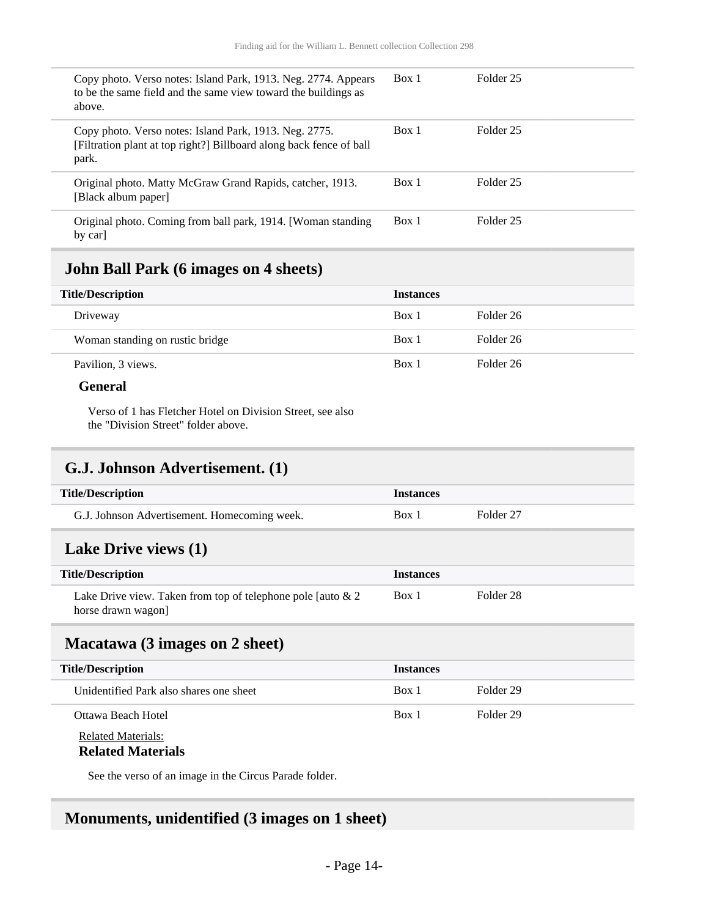| Title/Description | Instances | |
|---|---|---|
| Copy photo. Verso notes: Island Park, 1913. Neg. 2774. Appears to be the same field and the same view toward the buildings as above. | Box 1 | Folder 25 |
| Copy photo. Verso notes: Island Park, 1913. Neg. 2775. [Filtration plant at top right?] Billboard along back fence of ball park. | Box 1 | Folder 25 |
| Original photo. Matty McGraw Grand Rapids, catcher, 1913. [Black album paper] | Box 1 | Folder 25 |
| Original photo. Coming from ball park, 1914. [Woman standing by car] | Box 1 | Folder 25 |

## John Ball Park (6 images on 4 sheets)

| Title/Description | Instances | |
|---|---|---|
| Driveway | Box 1 | Folder 26 |
| Woman standing on rustic bridge | Box 1 | Folder 26 |
| Pavilion, 3 views. | Box 1 | Folder 26 |

### General

Verso of 1 has Fletcher Hotel on Division Street, see also the "Division Street" folder above.

## G.J. Johnson Advertisement. (1)

| Title/Description | Instances | |
|---|---|---|
| G.J. Johnson Advertisement. Homecoming week. | Box 1 | Folder 27 |

## Lake Drive views (1)

| Title/Description | Instances | |
|---|---|---|
| Lake Drive view. Taken from top of telephone pole [auto & 2 horse drawn wagon] | Box 1 | Folder 28 |

## Macatawa (3 images on 2 sheet)

| Title/Description | Instances | |
|---|---|---|
| Unidentified Park also shares one sheet | Box 1 | Folder 29 |
| Ottawa Beach Hotel | Box 1 | Folder 29 |

Related Materials:

### Related Materials

See the verso of an image in the Circus Parade folder.

## Monuments, unidentified (3 images on 1 sheet)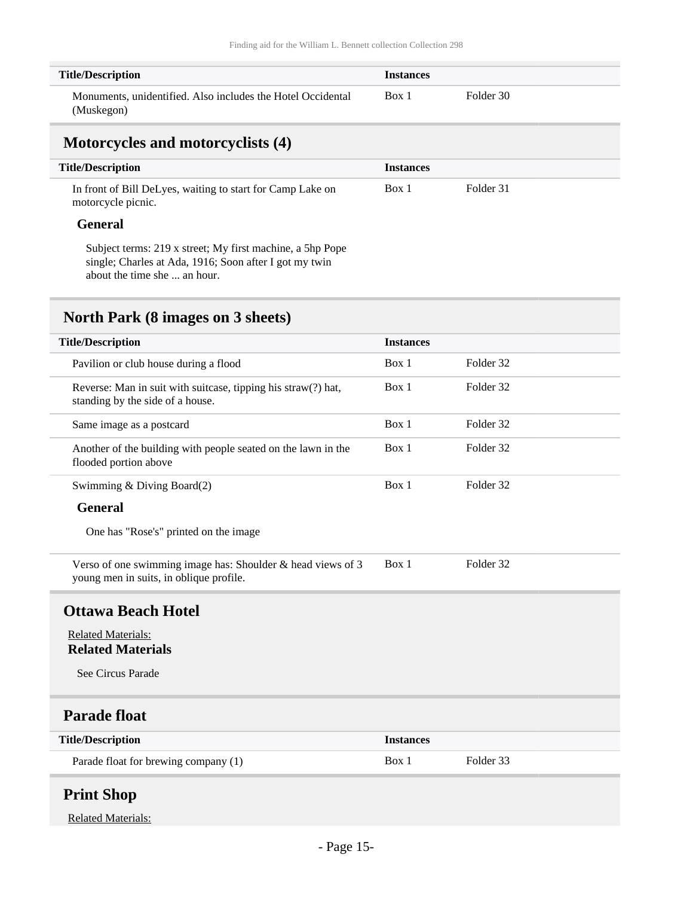| Title/Description | Instances | |
|---|---|---|
| Monuments, unidentified. Also includes the Hotel Occidental (Muskegon) | Box 1 | Folder 30 |

## Motorcycles and motorcyclists (4)

| Title/Description | Instances | |
|---|---|---|
| In front of Bill DeLyes, waiting to start for Camp Lake on motorcycle picnic. | Box 1 | Folder 31 |

**General**

Subject terms: 219 x street; My first machine, a 5hp Pope single; Charles at Ada, 1916; Soon after I got my twin about the time she ... an hour.

## North Park (8 images on 3 sheets)

| Title/Description | Instances | |
|---|---|---|
| Pavilion or club house during a flood | Box 1 | Folder 32 |
| Reverse: Man in suit with suitcase, tipping his straw(?) hat, standing by the side of a house. | Box 1 | Folder 32 |
| Same image as a postcard | Box 1 | Folder 32 |
| Another of the building with people seated on the lawn in the flooded portion above | Box 1 | Folder 32 |
| Swimming & Diving Board(2) | Box 1 | Folder 32 |

**General**

One has "Rose's" printed on the image

| Title/Description | Instances | |
|---|---|---|
| Verso of one swimming image has: Shoulder & head views of 3 young men in suits, in oblique profile. | Box 1 | Folder 32 |

## Ottawa Beach Hotel

Related Materials:

**Related Materials**

See Circus Parade

## Parade float

| Title/Description | Instances | |
|---|---|---|
| Parade float for brewing company (1) | Box 1 | Folder 33 |

## Print Shop

Related Materials: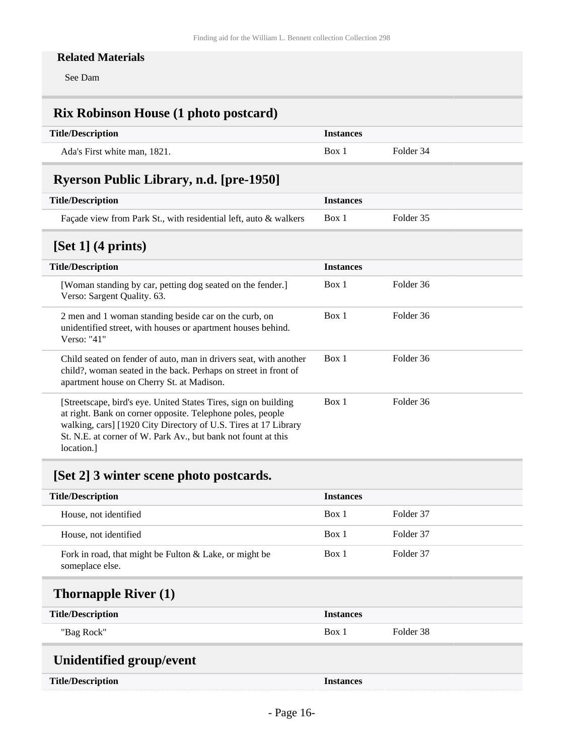#### Related Materials

See Dam

### Rix Robinson House (1 photo postcard)

| Title/Description | Instances | |
|---|---|---|
| Ada's First white man, 1821. | Box 1 | Folder 34 |

### Ryerson Public Library, n.d. [pre-1950]

| Title/Description | Instances | |
|---|---|---|
| Façade view from Park St., with residential left, auto & walkers | Box 1 | Folder 35 |

### [Set 1] (4 prints)

| Title/Description | Instances | |
|---|---|---|
| [Woman standing by car, petting dog seated on the fender.] Verso: Sargent Quality. 63. | Box 1 | Folder 36 |
| 2 men and 1 woman standing beside car on the curb, on unidentified street, with houses or apartment houses behind. Verso: "41" | Box 1 | Folder 36 |
| Child seated on fender of auto, man in drivers seat, with another child?, woman seated in the back. Perhaps on street in front of apartment house on Cherry St. at Madison. | Box 1 | Folder 36 |
| [Streetscape, bird's eye. United States Tires, sign on building at right. Bank on corner opposite. Telephone poles, people walking, cars] [1920 City Directory of U.S. Tires at 17 Library St. N.E. at corner of W. Park Av., but bank not fount at this location.] | Box 1 | Folder 36 |

### [Set 2] 3 winter scene photo postcards.

| Title/Description | Instances | |
|---|---|---|
| House, not identified | Box 1 | Folder 37 |
| House, not identified | Box 1 | Folder 37 |
| Fork in road, that might be Fulton & Lake, or might be someplace else. | Box 1 | Folder 37 |

### Thornapple River (1)

| Title/Description | Instances | |
|---|---|---|
| "Bag Rock" | Box 1 | Folder 38 |

### Unidentified group/event

| Title/Description | Instances |
|---|---|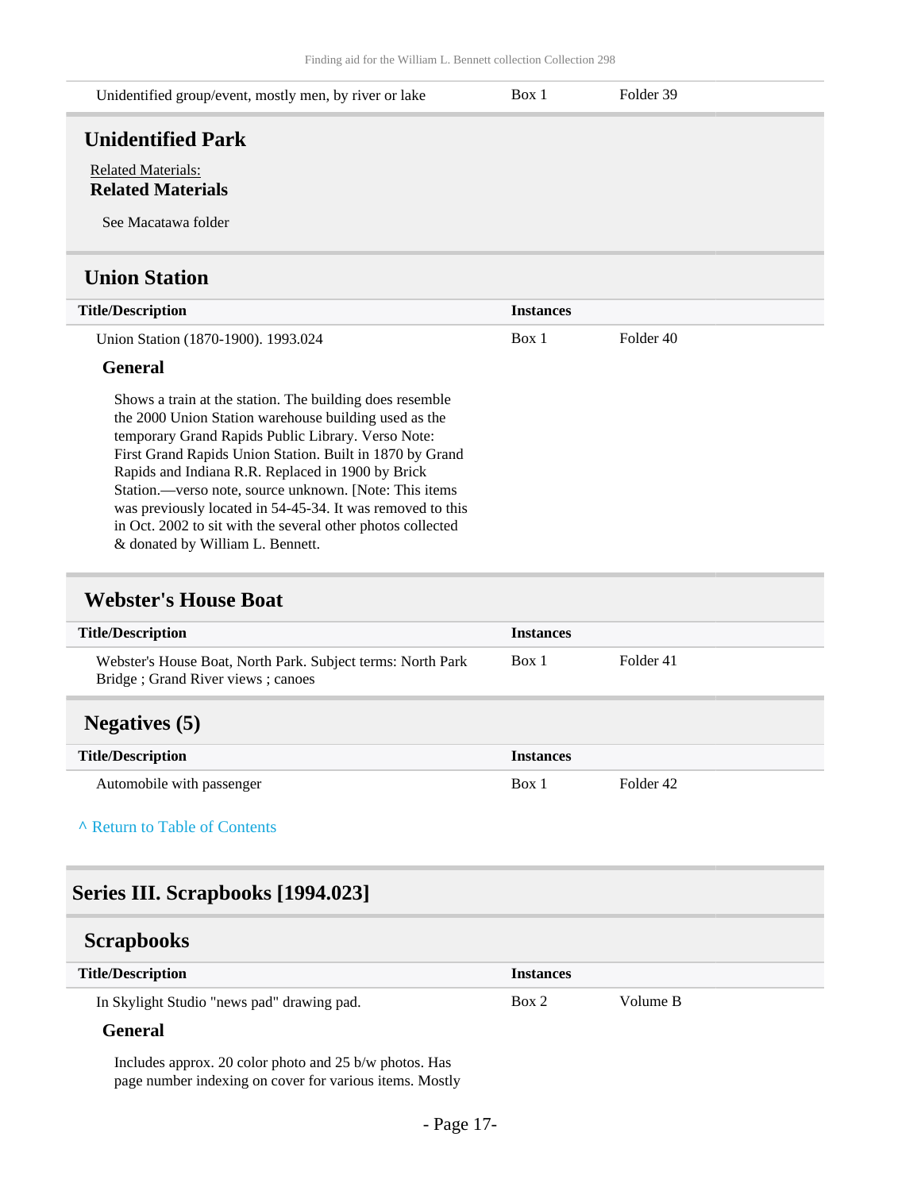| Title/Description | Instances | |
|---|---|---|
| Unidentified group/event, mostly men, by river or lake | Box 1 | Folder 39 |

### Unidentified Park

Related Materials:

**Related Materials**

See Macatawa folder

### Union Station

| Title/Description | Instances | |
|---|---|---|
| Union Station (1870-1900). 1993.024 | Box 1 | Folder 40 |

**General**

Shows a train at the station. The building does resemble the 2000 Union Station warehouse building used as the temporary Grand Rapids Public Library. Verso Note: First Grand Rapids Union Station. Built in 1870 by Grand Rapids and Indiana R.R. Replaced in 1900 by Brick Station.—verso note, source unknown. [Note: This items was previously located in 54-45-34. It was removed to this in Oct. 2002 to sit with the several other photos collected & donated by William L. Bennett.

### Webster's House Boat

| Title/Description | Instances | |
|---|---|---|
| Webster's House Boat, North Park. Subject terms: North Park Bridge ; Grand River views ; canoes | Box 1 | Folder 41 |

### Negatives (5)

| Title/Description | Instances | |
|---|---|---|
| Automobile with passenger | Box 1 | Folder 42 |

^ Return to Table of Contents

## Series III. Scrapbooks [1994.023]

### Scrapbooks

| Title/Description | Instances | |
|---|---|---|
| In Skylight Studio "news pad" drawing pad. | Box 2 | Volume B |

**General**

Includes approx. 20 color photo and 25 b/w photos. Has page number indexing on cover for various items. Mostly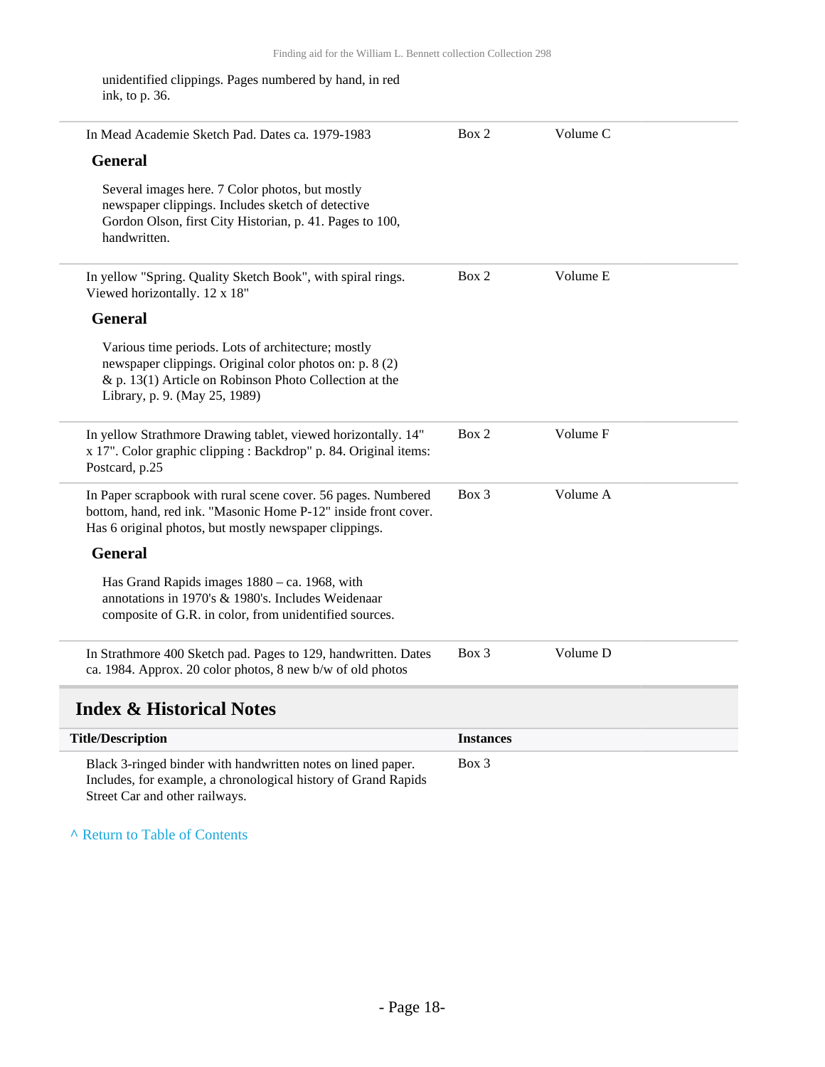unidentified clippings. Pages numbered by hand, in red ink, to p. 36.

| | | |
|---|---|---|
| In Mead Academie Sketch Pad. Dates ca. 1979-1983 | Box 2 | Volume C |

**General**

Several images here. 7 Color photos, but mostly newspaper clippings. Includes sketch of detective Gordon Olson, first City Historian, p. 41. Pages to 100, handwritten.

| | | |
|---|---|---|
| In yellow "Spring. Quality Sketch Book", with spiral rings. Viewed horizontally. 12 x 18" | Box 2 | Volume E |

**General**

Various time periods. Lots of architecture; mostly newspaper clippings. Original color photos on: p. 8 (2) & p. 13(1) Article on Robinson Photo Collection at the Library, p. 9. (May 25, 1989)

| | | |
|---|---|---|
| In yellow Strathmore Drawing tablet, viewed horizontally. 14" x 17". Color graphic clipping : Backdrop" p. 84. Original items: Postcard, p.25 | Box 2 | Volume F |
| In Paper scrapbook with rural scene cover. 56 pages. Numbered bottom, hand, red ink. "Masonic Home P-12" inside front cover. Has 6 original photos, but mostly newspaper clippings. | Box 3 | Volume A |

**General**

Has Grand Rapids images 1880 – ca. 1968, with annotations in 1970's & 1980's. Includes Weidenaar composite of G.R. in color, from unidentified sources.

| | | |
|---|---|---|
| In Strathmore 400 Sketch pad. Pages to 129, handwritten. Dates ca. 1984. Approx. 20 color photos, 8 new b/w of old photos | Box 3 | Volume D |

## Index & Historical Notes

| Title/Description | Instances |
|---|---|
| Black 3-ringed binder with handwritten notes on lined paper. Includes, for example, a chronological history of Grand Rapids Street Car and other railways. | Box 3 |

^ Return to Table of Contents